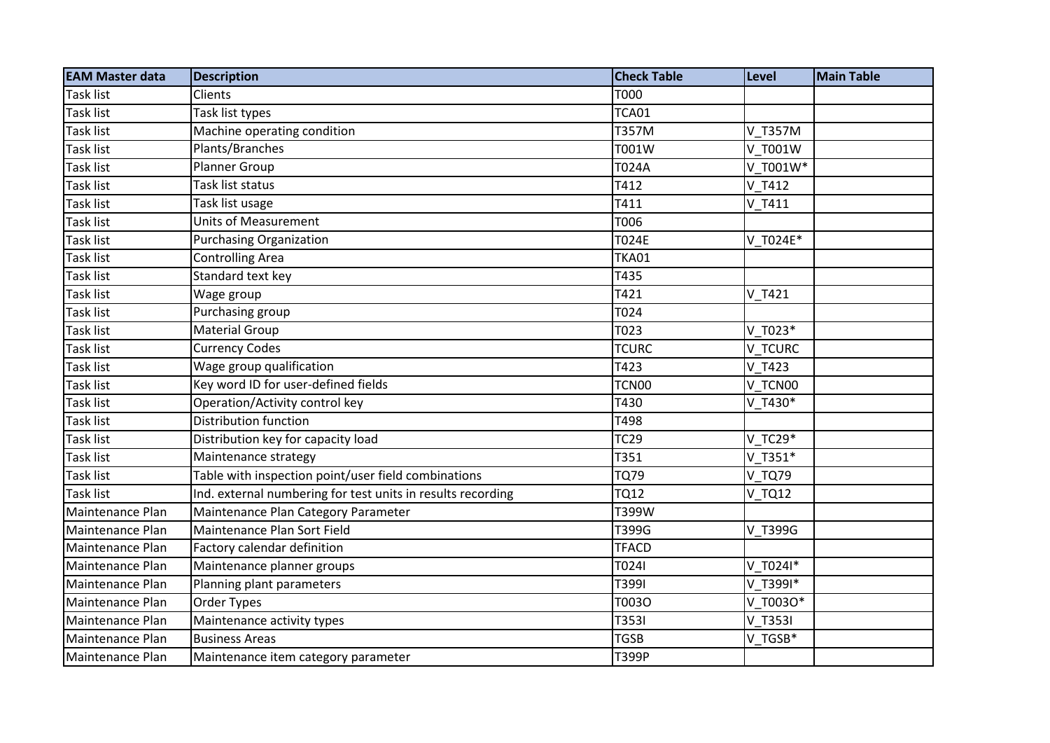| EAM Master data | Description | Check Table | Level | Main Table |
|---|---|---|---|---|
| Task list | Clients | T000 | | |
| Task list | Task list types | TCA01 | | |
| Task list | Machine operating condition | T357M | V_T357M | |
| Task list | Plants/Branches | T001W | V_T001W | |
| Task list | Planner Group | T024A | V_T001W* | |
| Task list | Task list status | T412 | V_T412 | |
| Task list | Task list usage | T411 | V_T411 | |
| Task list | Units of Measurement | T006 | | |
| Task list | Purchasing Organization | T024E | V_T024E* | |
| Task list | Controlling Area | TKA01 | | |
| Task list | Standard text key | T435 | | |
| Task list | Wage group | T421 | V_T421 | |
| Task list | Purchasing group | T024 | | |
| Task list | Material Group | T023 | V_T023* | |
| Task list | Currency Codes | TCURC | V_TCURC | |
| Task list | Wage group qualification | T423 | V_T423 | |
| Task list | Key word ID for user-defined fields | TCN00 | V_TCN00 | |
| Task list | Operation/Activity control key | T430 | V_T430* | |
| Task list | Distribution function | T498 | | |
| Task list | Distribution key for capacity load | TC29 | V_TC29* | |
| Task list | Maintenance strategy | T351 | V_T351* | |
| Task list | Table with inspection point/user field combinations | TQ79 | V_TQ79 | |
| Task list | Ind. external numbering for test units in results recording | TQ12 | V_TQ12 | |
| Maintenance Plan | Maintenance Plan Category Parameter | T399W | | |
| Maintenance Plan | Maintenance Plan Sort Field | T399G | V_T399G | |
| Maintenance Plan | Factory calendar definition | TFACD | | |
| Maintenance Plan | Maintenance planner groups | T024I | V_T024I* | |
| Maintenance Plan | Planning plant parameters | T399I | V_T399I* | |
| Maintenance Plan | Order Types | T003O | V_T003O* | |
| Maintenance Plan | Maintenance activity types | T353I | V_T353I | |
| Maintenance Plan | Business Areas | TGSB | V_TGSB* | |
| Maintenance Plan | Maintenance item category parameter | T399P | | |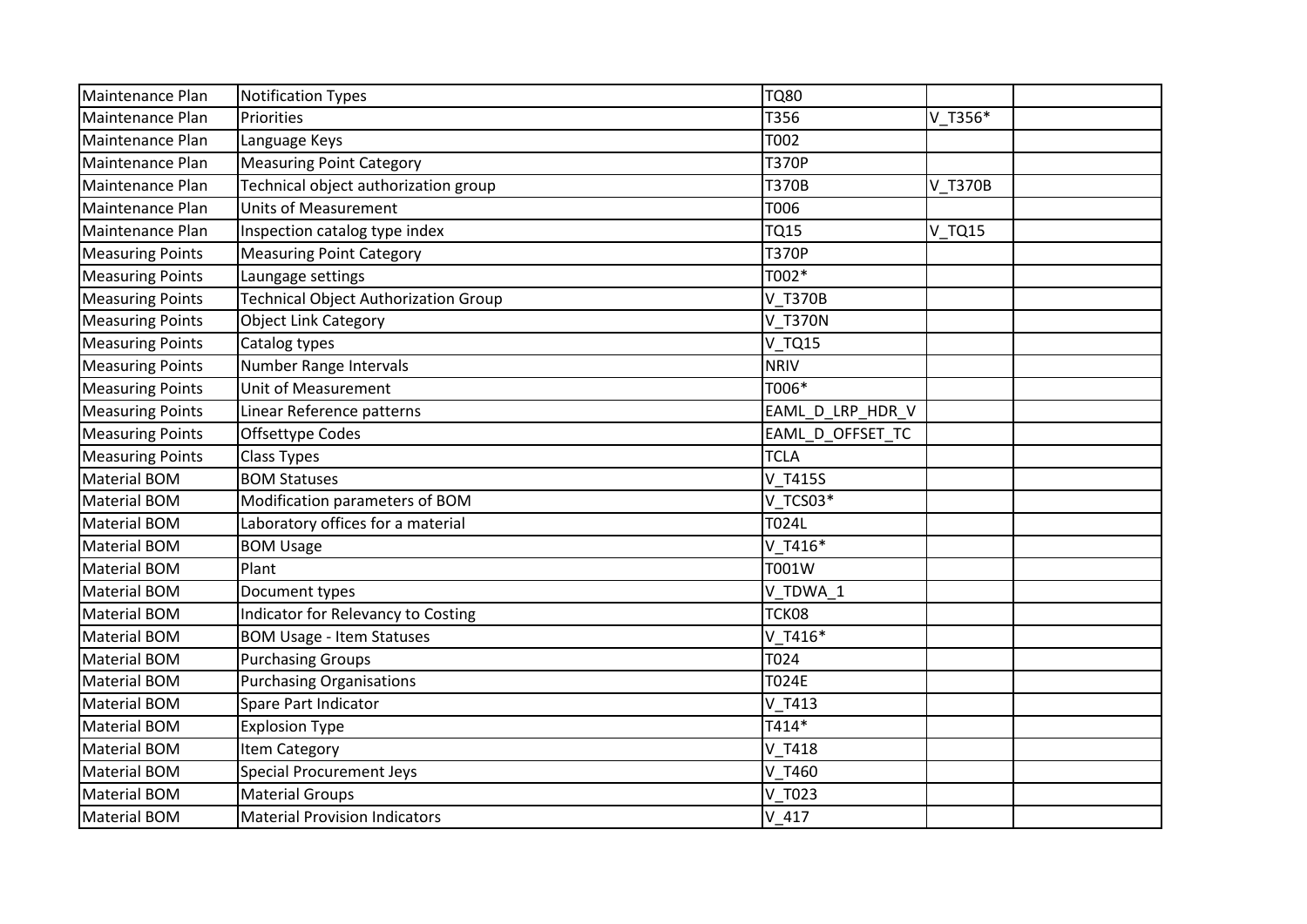| Maintenance Plan | Notification Types | TQ80 | | |
|---|---|---|---|---|
| Maintenance Plan | Priorities | T356 | V_T356* | |
| Maintenance Plan | Language Keys | T002 | | |
| Maintenance Plan | Measuring Point Category | T370P | | |
| Maintenance Plan | Technical object authorization group | T370B | V_T370B | |
| Maintenance Plan | Units of Measurement | T006 | | |
| Maintenance Plan | Inspection catalog type index | TQ15 | V_TQ15 | |
| Measuring Points | Measuring Point Category | T370P | | |
| Measuring Points | Laungage settings | T002* | | |
| Measuring Points | Technical Object Authorization Group | V_T370B | | |
| Measuring Points | Object Link Category | V_T370N | | |
| Measuring Points | Catalog types | V_TQ15 | | |
| Measuring Points | Number Range Intervals | NRIV | | |
| Measuring Points | Unit of Measurement | T006* | | |
| Measuring Points | Linear Reference patterns | EAML_D_LRP_HDR_V | | |
| Measuring Points | Offsettype Codes | EAML_D_OFFSET_TC | | |
| Measuring Points | Class Types | TCLA | | |
| Material BOM | BOM Statuses | V_T415S | | |
| Material BOM | Modification parameters of BOM | V_TCS03* | | |
| Material BOM | Laboratory offices for a material | T024L | | |
| Material BOM | BOM Usage | V_T416* | | |
| Material BOM | Plant | T001W | | |
| Material BOM | Document types | V_TDWA_1 | | |
| Material BOM | Indicator for Relevancy to Costing | TCK08 | | |
| Material BOM | BOM Usage - Item Statuses | V_T416* | | |
| Material BOM | Purchasing Groups | T024 | | |
| Material BOM | Purchasing Organisations | T024E | | |
| Material BOM | Spare Part Indicator | V_T413 | | |
| Material BOM | Explosion Type | T414* | | |
| Material BOM | Item Category | V_T418 | | |
| Material BOM | Special Procurement Jeys | V_T460 | | |
| Material BOM | Material Groups | V_T023 | | |
| Material BOM | Material Provision Indicators | V_417 | | |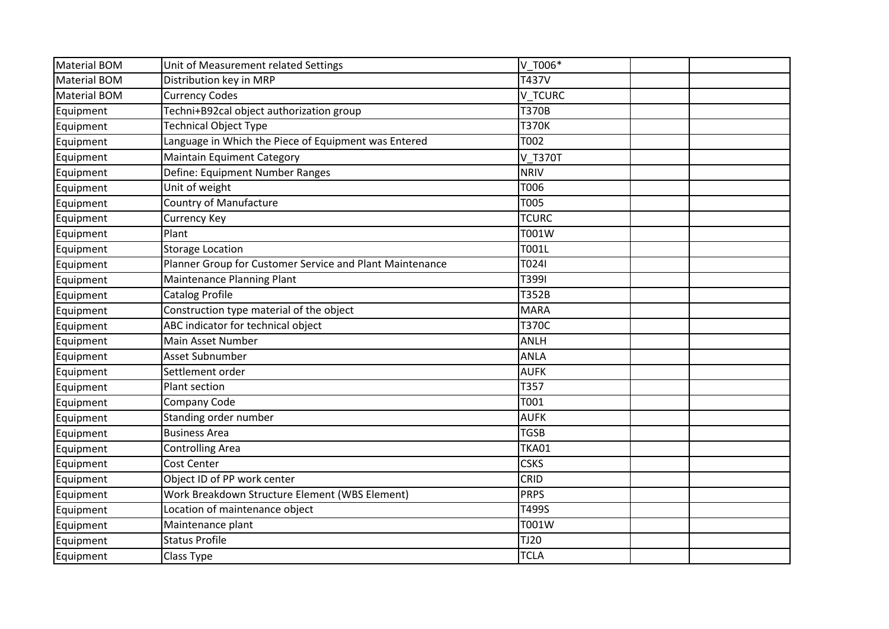| Material BOM | Unit of Measurement related Settings | V_T006* | | |
|---|---|---|---|---|
| Material BOM | Distribution key in MRP | T437V | | |
| Material BOM | Currency Codes | V_TCURC | | |
| Equipment | Techni+B92cal object authorization group | T370B | | |
| Equipment | Technical Object Type | T370K | | |
| Equipment | Language in Which the Piece of Equipment was Entered | T002 | | |
| Equipment | Maintain Equiment Category | V_T370T | | |
| Equipment | Define: Equipment Number Ranges | NRIV | | |
| Equipment | Unit of weight | T006 | | |
| Equipment | Country of Manufacture | T005 | | |
| Equipment | Currency Key | TCURC | | |
| Equipment | Plant | T001W | | |
| Equipment | Storage Location | T001L | | |
| Equipment | Planner Group for Customer Service and Plant Maintenance | T024I | | |
| Equipment | Maintenance Planning Plant | T399I | | |
| Equipment | Catalog Profile | T352B | | |
| Equipment | Construction type material of the object | MARA | | |
| Equipment | ABC indicator for technical object | T370C | | |
| Equipment | Main Asset Number | ANLH | | |
| Equipment | Asset Subnumber | ANLA | | |
| Equipment | Settlement order | AUFK | | |
| Equipment | Plant section | T357 | | |
| Equipment | Company Code | T001 | | |
| Equipment | Standing order number | AUFK | | |
| Equipment | Business Area | TGSB | | |
| Equipment | Controlling Area | TKA01 | | |
| Equipment | Cost Center | CSKS | | |
| Equipment | Object ID of PP work center | CRID | | |
| Equipment | Work Breakdown Structure Element (WBS Element) | PRPS | | |
| Equipment | Location of maintenance object | T499S | | |
| Equipment | Maintenance plant | T001W | | |
| Equipment | Status Profile | TJ20 | | |
| Equipment | Class Type | TCLA | | |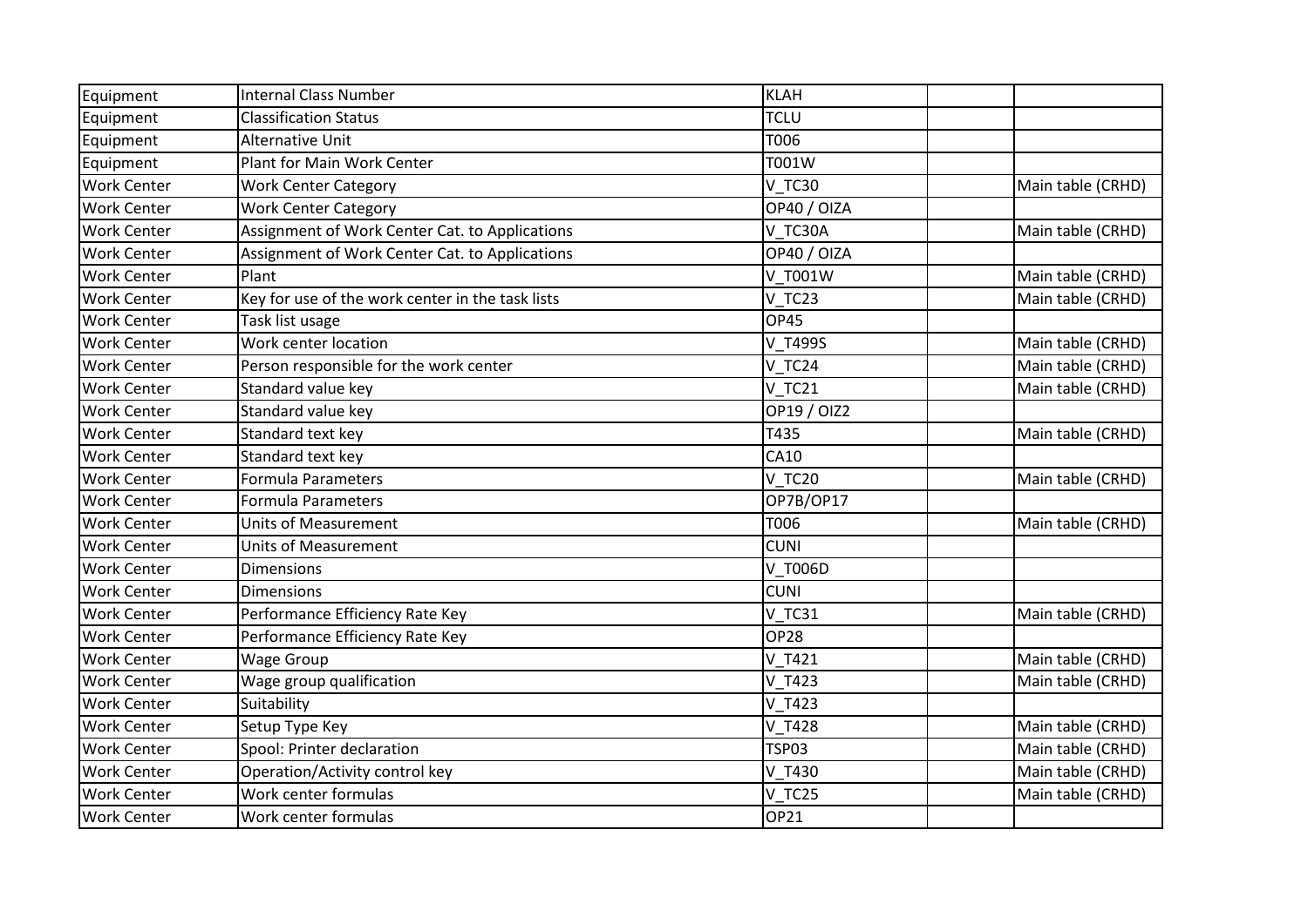| | | | | |
|---|---|---|---|---|
| Equipment | Internal Class Number | KLAH | | |
| Equipment | Classification Status | TCLU | | |
| Equipment | Alternative Unit | T006 | | |
| Equipment | Plant for Main Work Center | T001W | | |
| Work Center | Work Center Category | V_TC30 | | Main table (CRHD) |
| Work Center | Work Center Category | OP40 / OIZA | | |
| Work Center | Assignment of Work Center Cat. to Applications | V_TC30A | | Main table (CRHD) |
| Work Center | Assignment of Work Center Cat. to Applications | OP40 / OIZA | | |
| Work Center | Plant | V_T001W | | Main table (CRHD) |
| Work Center | Key for use of the work center in the task lists | V_TC23 | | Main table (CRHD) |
| Work Center | Task list usage | OP45 | | |
| Work Center | Work center location | V_T499S | | Main table (CRHD) |
| Work Center | Person responsible for the work center | V_TC24 | | Main table (CRHD) |
| Work Center | Standard value key | V_TC21 | | Main table (CRHD) |
| Work Center | Standard value key | OP19 / OIZ2 | | |
| Work Center | Standard text key | T435 | | Main table (CRHD) |
| Work Center | Standard text key | CA10 | | |
| Work Center | Formula Parameters | V_TC20 | | Main table (CRHD) |
| Work Center | Formula Parameters | OP7B/OP17 | | |
| Work Center | Units of Measurement | T006 | | Main table (CRHD) |
| Work Center | Units of Measurement | CUNI | | |
| Work Center | Dimensions | V_T006D | | |
| Work Center | Dimensions | CUNI | | |
| Work Center | Performance Efficiency Rate Key | V_TC31 | | Main table (CRHD) |
| Work Center | Performance Efficiency Rate Key | OP28 | | |
| Work Center | Wage Group | V_T421 | | Main table (CRHD) |
| Work Center | Wage group qualification | V_T423 | | Main table (CRHD) |
| Work Center | Suitability | V_T423 | | |
| Work Center | Setup Type Key | V_T428 | | Main table (CRHD) |
| Work Center | Spool: Printer declaration | TSP03 | | Main table (CRHD) |
| Work Center | Operation/Activity control key | V_T430 | | Main table (CRHD) |
| Work Center | Work center formulas | V_TC25 | | Main table (CRHD) |
| Work Center | Work center formulas | OP21 | | |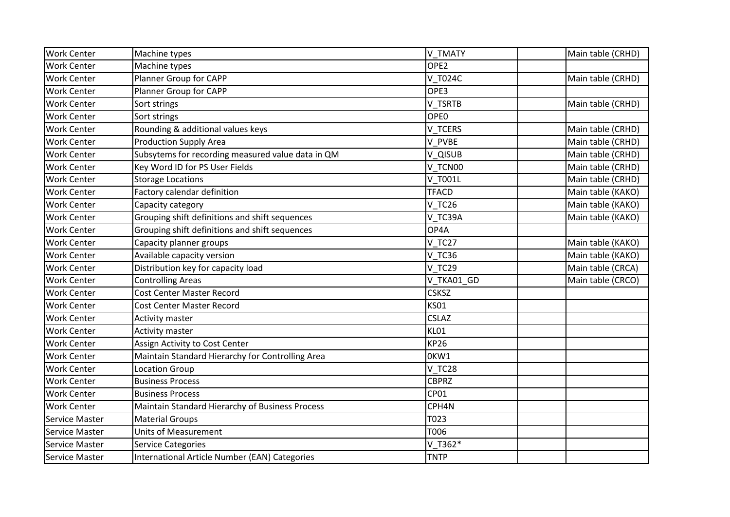| Work Center | Machine types | V_TMATY | | Main table (CRHD) |
|---|---|---|---|---|
| Work Center | Machine types | OPE2 | | |
| Work Center | Planner Group for CAPP | V_T024C | | Main table (CRHD) |
| Work Center | Planner Group for CAPP | OPE3 | | |
| Work Center | Sort strings | V_TSRTB | | Main table (CRHD) |
| Work Center | Sort strings | OPE0 | | |
| Work Center | Rounding & additional values keys | V_TCERS | | Main table (CRHD) |
| Work Center | Production Supply Area | V_PVBE | | Main table (CRHD) |
| Work Center | Subsytems for recording measured value data in QM | V_QISUB | | Main table (CRHD) |
| Work Center | Key Word ID for PS User Fields | V_TCN00 | | Main table (CRHD) |
| Work Center | Storage Locations | V_T001L | | Main table (CRHD) |
| Work Center | Factory calendar definition | TFACD | | Main table (KAKO) |
| Work Center | Capacity category | V_TC26 | | Main table (KAKO) |
| Work Center | Grouping shift definitions and shift sequences | V_TC39A | | Main table (KAKO) |
| Work Center | Grouping shift definitions and shift sequences | OP4A | | |
| Work Center | Capacity planner groups | V_TC27 | | Main table (KAKO) |
| Work Center | Available capacity version | V_TC36 | | Main table (KAKO) |
| Work Center | Distribution key for capacity load | V_TC29 | | Main table (CRCA) |
| Work Center | Controlling Areas | V_TKA01_GD | | Main table (CRCO) |
| Work Center | Cost Center Master Record | CSKSZ | | |
| Work Center | Cost Center Master Record | KS01 | | |
| Work Center | Activity master | CSLAZ | | |
| Work Center | Activity master | KL01 | | |
| Work Center | Assign Activity to Cost Center | KP26 | | |
| Work Center | Maintain Standard Hierarchy for Controlling Area | 0KW1 | | |
| Work Center | Location Group | V_TC28 | | |
| Work Center | Business Process | CBPRZ | | |
| Work Center | Business Process | CP01 | | |
| Work Center | Maintain Standard Hierarchy of Business Process | CPH4N | | |
| Service Master | Material Groups | T023 | | |
| Service Master | Units of Measurement | T006 | | |
| Service Master | Service Categories | V_T362* | | |
| Service Master | International Article Number (EAN) Categories | TNTP | | |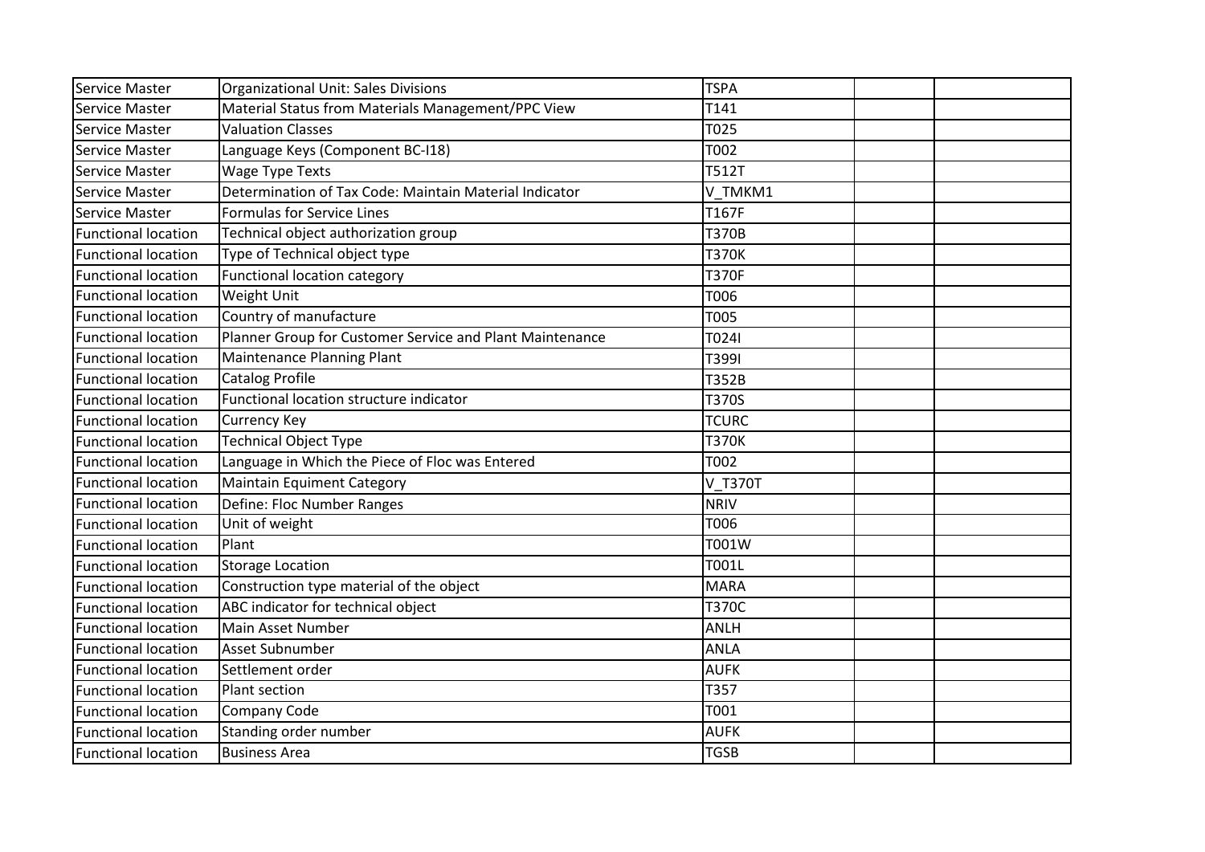| Service Master | Organizational Unit: Sales Divisions | TSPA | | |
|---|---|---|---|---|
| Service Master | Material Status from Materials Management/PPC View | T141 | | |
| Service Master | Valuation Classes | T025 | | |
| Service Master | Language Keys (Component BC-I18) | T002 | | |
| Service Master | Wage Type Texts | T512T | | |
| Service Master | Determination of Tax Code: Maintain Material Indicator | V_TMKM1 | | |
| Service Master | Formulas for Service Lines | T167F | | |
| Functional location | Technical object authorization group | T370B | | |
| Functional location | Type of Technical object type | T370K | | |
| Functional location | Functional location category | T370F | | |
| Functional location | Weight Unit | T006 | | |
| Functional location | Country of manufacture | T005 | | |
| Functional location | Planner Group for Customer Service and Plant Maintenance | T024I | | |
| Functional location | Maintenance Planning Plant | T399I | | |
| Functional location | Catalog Profile | T352B | | |
| Functional location | Functional location structure indicator | T370S | | |
| Functional location | Currency Key | TCURC | | |
| Functional location | Technical Object Type | T370K | | |
| Functional location | Language in Which the Piece of Floc was Entered | T002 | | |
| Functional location | Maintain Equiment Category | V_T370T | | |
| Functional location | Define: Floc Number Ranges | NRIV | | |
| Functional location | Unit of weight | T006 | | |
| Functional location | Plant | T001W | | |
| Functional location | Storage Location | T001L | | |
| Functional location | Construction type material of the object | MARA | | |
| Functional location | ABC indicator for technical object | T370C | | |
| Functional location | Main Asset Number | ANLH | | |
| Functional location | Asset Subnumber | ANLA | | |
| Functional location | Settlement order | AUFK | | |
| Functional location | Plant section | T357 | | |
| Functional location | Company Code | T001 | | |
| Functional location | Standing order number | AUFK | | |
| Functional location | Business Area | TGSB | | |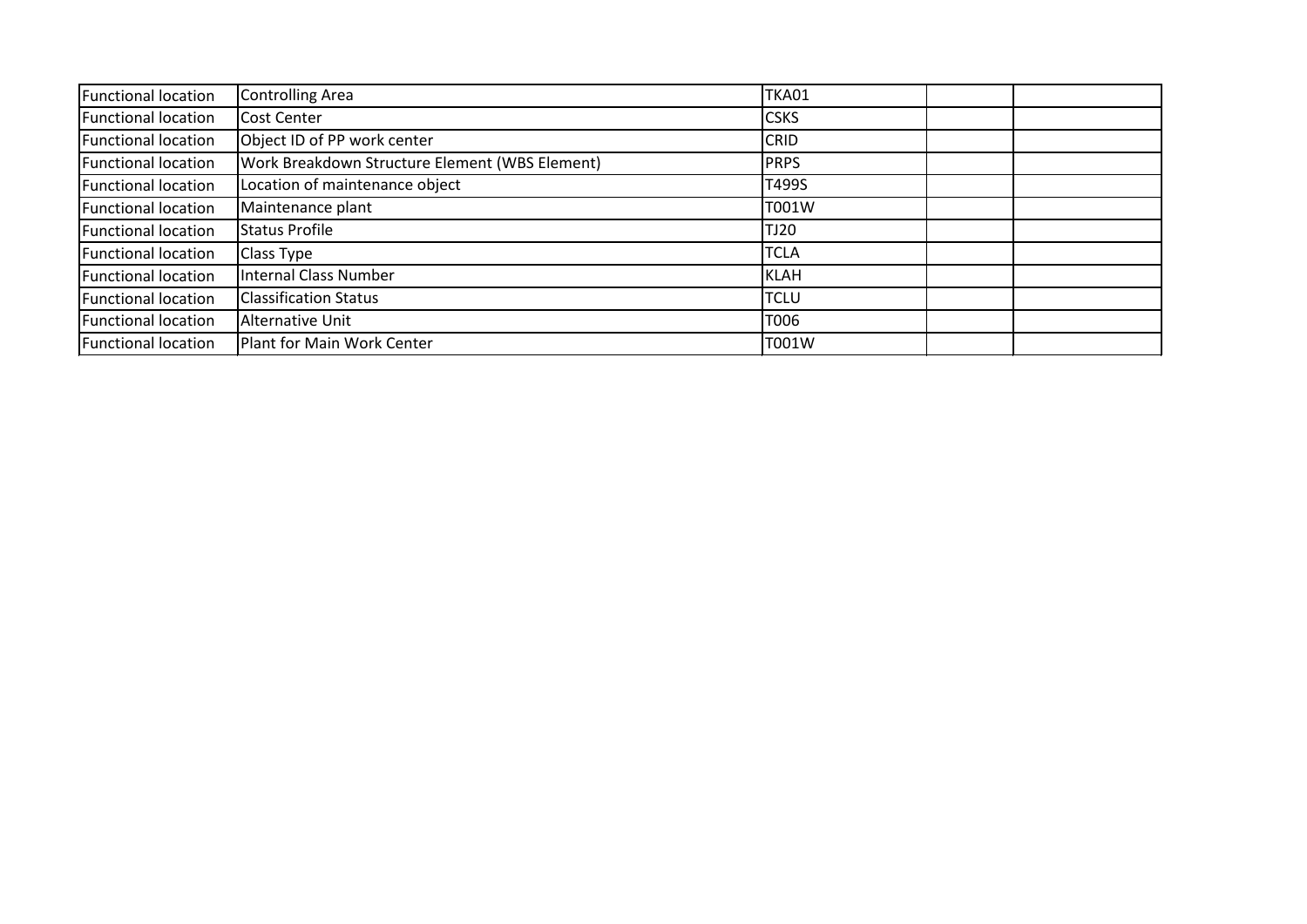| Functional location | Controlling Area | TKA01 | | |
|---|---|---|---|---|
| Functional location | Cost Center | CSKS | | |
| Functional location | Object ID of PP work center | CRID | | |
| Functional location | Work Breakdown Structure Element (WBS Element) | PRPS | | |
| Functional location | Location of maintenance object | T499S | | |
| Functional location | Maintenance plant | T001W | | |
| Functional location | Status Profile | TJ20 | | |
| Functional location | Class Type | TCLA | | |
| Functional location | Internal Class Number | KLAH | | |
| Functional location | Classification Status | TCLU | | |
| Functional location | Alternative Unit | T006 | | |
| Functional location | Plant for Main Work Center | T001W | | |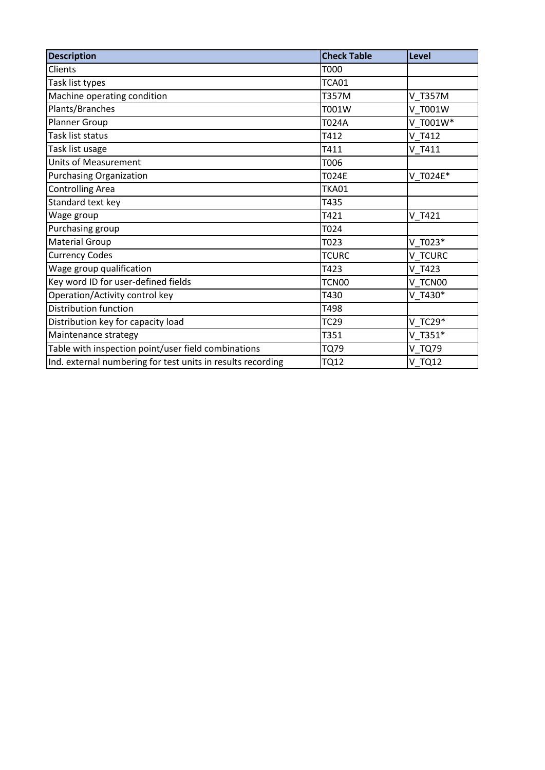| Description | Check Table | Level |
|---|---|---|
| Clients | T000 | |
| Task list types | TCA01 | |
| Machine operating condition | T357M | V_T357M |
| Plants/Branches | T001W | V_T001W |
| Planner Group | T024A | V_T001W* |
| Task list status | T412 | V_T412 |
| Task list usage | T411 | V_T411 |
| Units of Measurement | T006 | |
| Purchasing Organization | T024E | V_T024E* |
| Controlling Area | TKA01 | |
| Standard text key | T435 | |
| Wage group | T421 | V_T421 |
| Purchasing group | T024 | |
| Material Group | T023 | V_T023* |
| Currency Codes | TCURC | V_TCURC |
| Wage group qualification | T423 | V_T423 |
| Key word ID for user-defined fields | TCN00 | V_TCN00 |
| Operation/Activity control key | T430 | V_T430* |
| Distribution function | T498 | |
| Distribution key for capacity load | TC29 | V_TC29* |
| Maintenance strategy | T351 | V_T351* |
| Table with inspection point/user field combinations | TQ79 | V_TQ79 |
| Ind. external numbering for test units in results recording | TQ12 | V_TQ12 |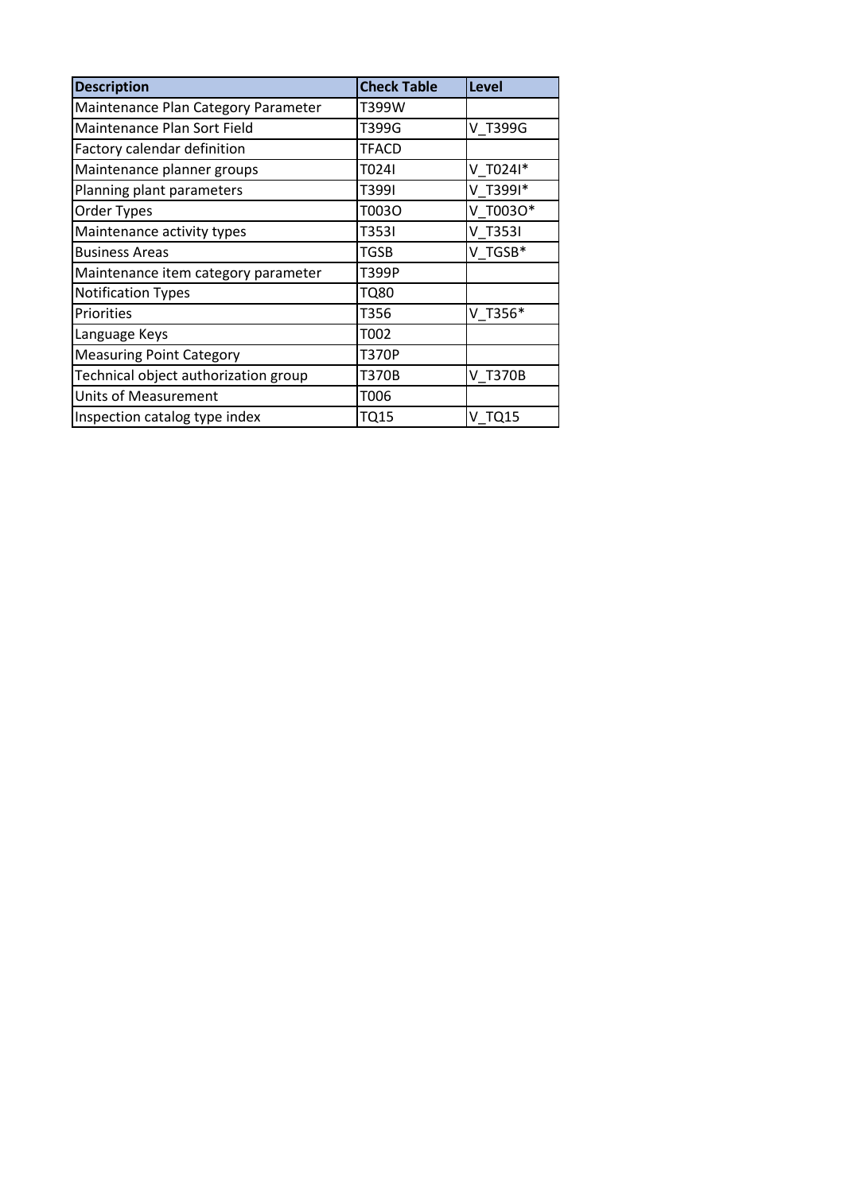| Description | Check Table | Level |
| --- | --- | --- |
| Maintenance Plan Category Parameter | T399W | |
| Maintenance Plan Sort Field | T399G | V_T399G |
| Factory calendar definition | TFACD | |
| Maintenance planner groups | T024I | V_T024I* |
| Planning plant parameters | T399I | V_T399I* |
| Order Types | T003O | V_T003O* |
| Maintenance activity types | T353I | V_T353I |
| Business Areas | TGSB | V_TGSB* |
| Maintenance item category parameter | T399P | |
| Notification Types | TQ80 | |
| Priorities | T356 | V_T356* |
| Language Keys | T002 | |
| Measuring Point Category | T370P | |
| Technical object authorization group | T370B | V_T370B |
| Units of Measurement | T006 | |
| Inspection catalog type index | TQ15 | V_TQ15 |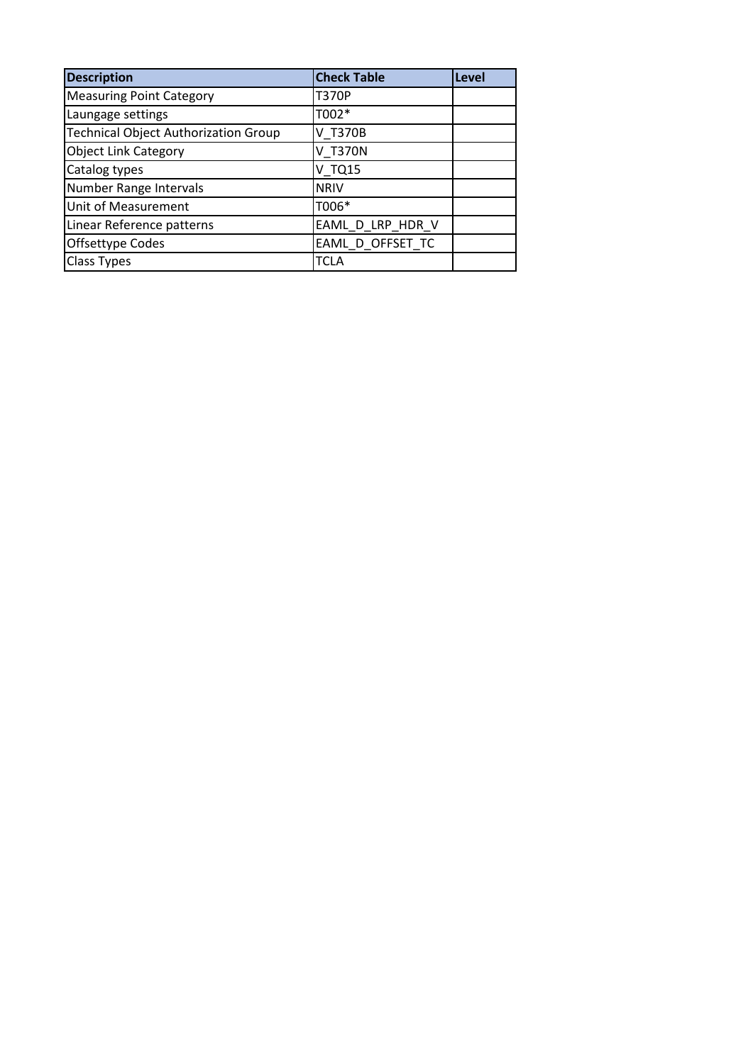| Description | Check Table | Level |
| --- | --- | --- |
| Measuring Point Category | T370P | |
| Laungage settings | T002* | |
| Technical Object Authorization Group | V_T370B | |
| Object Link Category | V_T370N | |
| Catalog types | V_TQ15 | |
| Number Range Intervals | NRIV | |
| Unit of Measurement | T006* | |
| Linear Reference patterns | EAML_D_LRP_HDR_V | |
| Offsettype Codes | EAML_D_OFFSET_TC | |
| Class Types | TCLA | |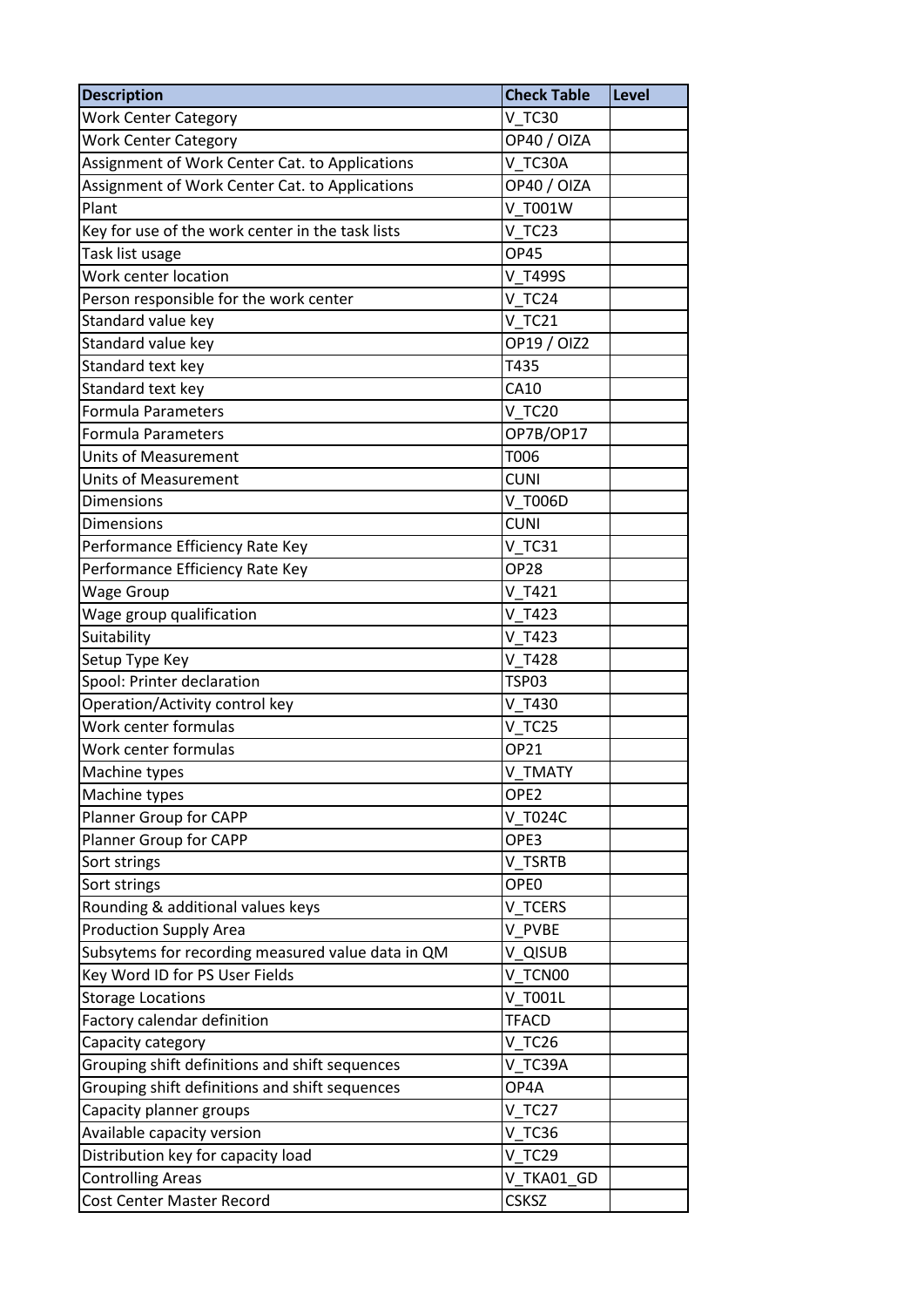| Description | Check Table | Level |
| --- | --- | --- |
| Work Center Category | V_TC30 | |
| Work Center Category | OP40 / OIZA | |
| Assignment of Work Center Cat. to Applications | V_TC30A | |
| Assignment of Work Center Cat. to Applications | OP40 / OIZA | |
| Plant | V_T001W | |
| Key for use of the work center in the task lists | V_TC23 | |
| Task list usage | OP45 | |
| Work center location | V_T499S | |
| Person responsible for the work center | V_TC24 | |
| Standard value key | V_TC21 | |
| Standard value key | OP19 / OIZ2 | |
| Standard text key | T435 | |
| Standard text key | CA10 | |
| Formula Parameters | V_TC20 | |
| Formula Parameters | OP7B/OP17 | |
| Units of Measurement | T006 | |
| Units of Measurement | CUNI | |
| Dimensions | V_T006D | |
| Dimensions | CUNI | |
| Performance Efficiency Rate Key | V_TC31 | |
| Performance Efficiency Rate Key | OP28 | |
| Wage Group | V_T421 | |
| Wage group qualification | V_T423 | |
| Suitability | V_T423 | |
| Setup Type Key | V_T428 | |
| Spool: Printer declaration | TSP03 | |
| Operation/Activity control key | V_T430 | |
| Work center formulas | V_TC25 | |
| Work center formulas | OP21 | |
| Machine types | V_TMATY | |
| Machine types | OPE2 | |
| Planner Group for CAPP | V_T024C | |
| Planner Group for CAPP | OPE3 | |
| Sort strings | V_TSRTB | |
| Sort strings | OPE0 | |
| Rounding & additional values keys | V_TCERS | |
| Production Supply Area | V_PVBE | |
| Subsytems for recording measured value data in QM | V_QISUB | |
| Key Word ID for PS User Fields | V_TCN00 | |
| Storage Locations | V_T001L | |
| Factory calendar definition | TFACD | |
| Capacity category | V_TC26 | |
| Grouping shift definitions and shift sequences | V_TC39A | |
| Grouping shift definitions and shift sequences | OP4A | |
| Capacity planner groups | V_TC27 | |
| Available capacity version | V_TC36 | |
| Distribution key for capacity load | V_TC29 | |
| Controlling Areas | V_TKA01_GD | |
| Cost Center Master Record | CSKSZ | |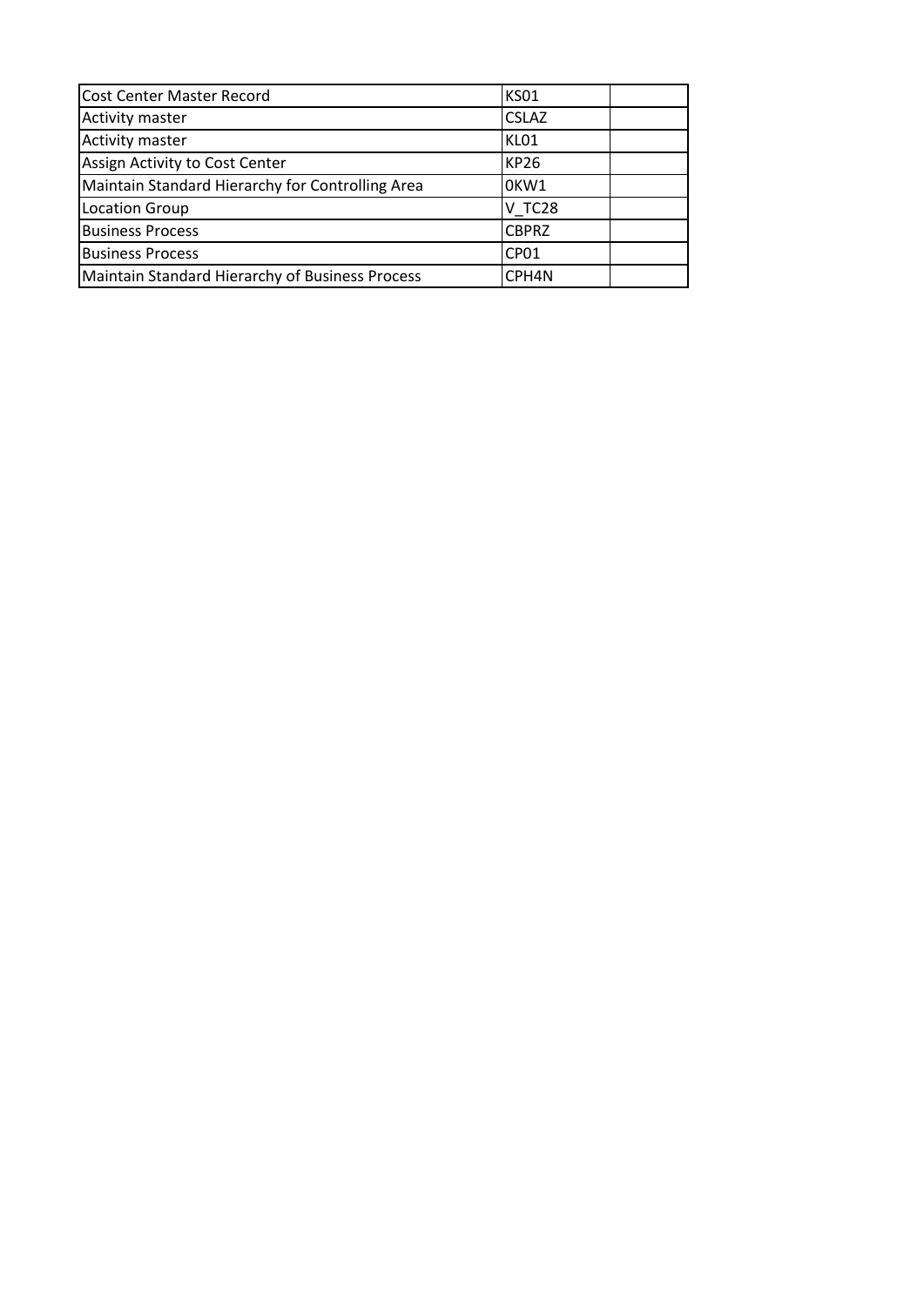| Cost Center Master Record | KS01 | |
|---|---|---|
| Activity master | CSLAZ | |
| Activity master | KL01 | |
| Assign Activity to Cost Center | KP26 | |
| Maintain Standard Hierarchy for Controlling Area | 0KW1 | |
| Location Group | V_TC28 | |
| Business Process | CBPRZ | |
| Business Process | CP01 | |
| Maintain Standard Hierarchy of Business Process | CPH4N | |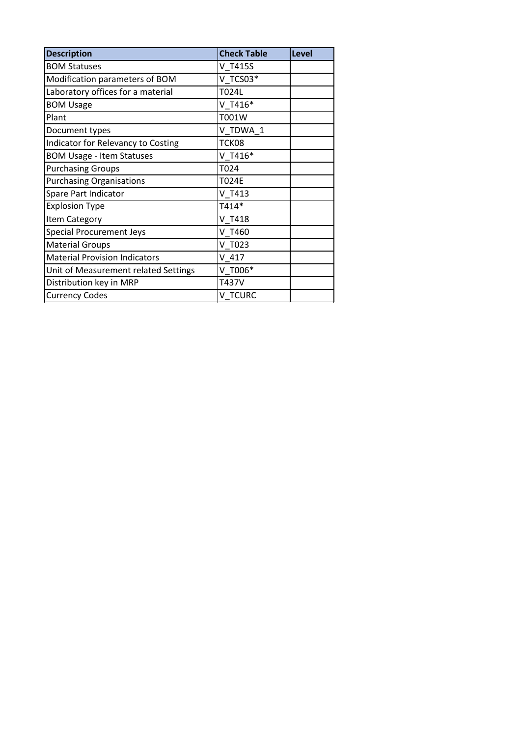| Description | Check Table | Level |
|---|---|---|
| BOM Statuses | V_T415S | |
| Modification parameters of BOM | V_TCS03* | |
| Laboratory offices for a material | T024L | |
| BOM Usage | V_T416* | |
| Plant | T001W | |
| Document types | V_TDWA_1 | |
| Indicator for Relevancy to Costing | TCK08 | |
| BOM Usage - Item Statuses | V_T416* | |
| Purchasing Groups | T024 | |
| Purchasing Organisations | T024E | |
| Spare Part Indicator | V_T413 | |
| Explosion Type | T414* | |
| Item Category | V_T418 | |
| Special Procurement Jeys | V_T460 | |
| Material Groups | V_T023 | |
| Material Provision Indicators | V_417 | |
| Unit of Measurement related Settings | V_T006* | |
| Distribution key in MRP | T437V | |
| Currency Codes | V_TCURC | |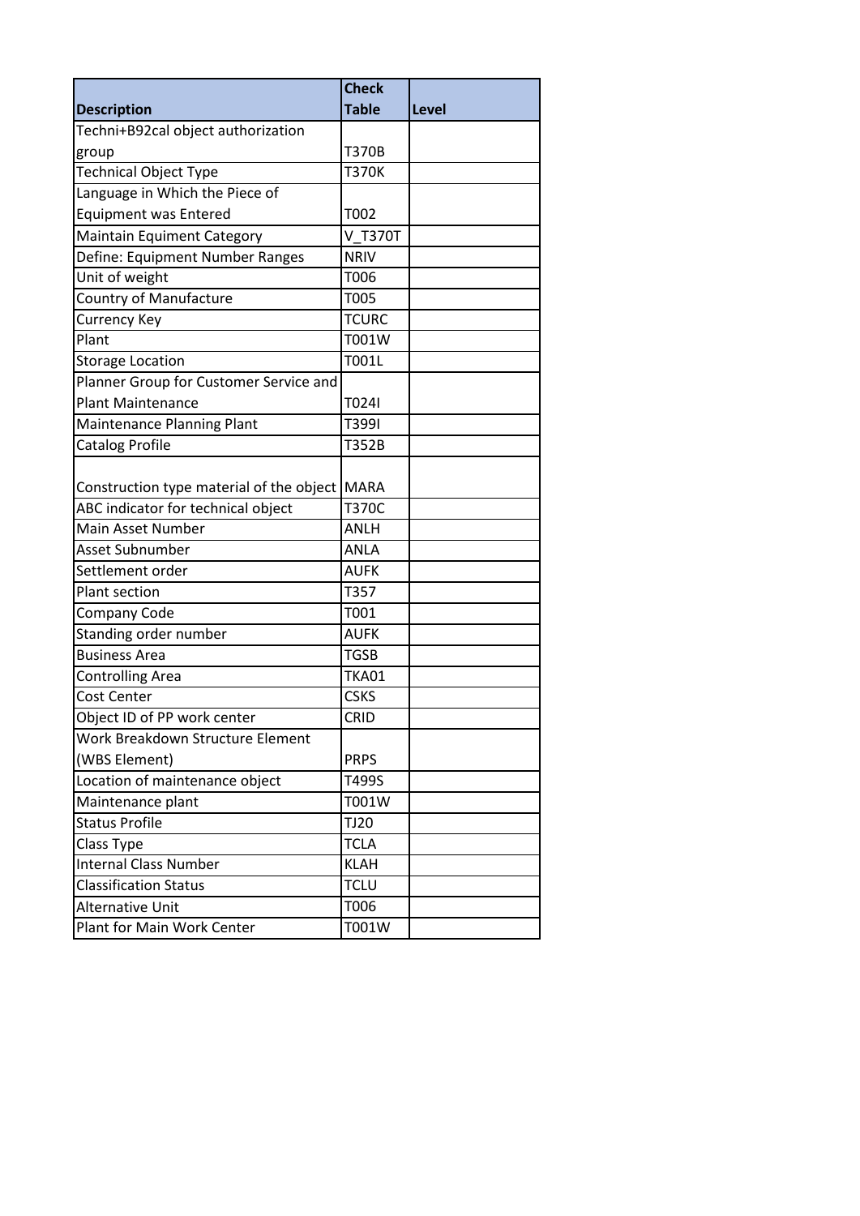| Description | Check Table | Level |
|---|---|---|
| Techni+B92cal object authorization group | T370B | |
| Technical Object Type | T370K | |
| Language in Which the Piece of Equipment was Entered | T002 | |
| Maintain Equiment Category | V_T370T | |
| Define: Equipment Number Ranges | NRIV | |
| Unit of weight | T006 | |
| Country of Manufacture | T005 | |
| Currency Key | TCURC | |
| Plant | T001W | |
| Storage Location | T001L | |
| Planner Group for Customer Service and Plant Maintenance | T024I | |
| Maintenance Planning Plant | T399I | |
| Catalog Profile | T352B | |
| Construction type material of the object | MARA | |
| ABC indicator for technical object | T370C | |
| Main Asset Number | ANLH | |
| Asset Subnumber | ANLA | |
| Settlement order | AUFK | |
| Plant section | T357 | |
| Company Code | T001 | |
| Standing order number | AUFK | |
| Business Area | TGSB | |
| Controlling Area | TKA01 | |
| Cost Center | CSKS | |
| Object ID of PP work center | CRID | |
| Work Breakdown Structure Element (WBS Element) | PRPS | |
| Location of maintenance object | T499S | |
| Maintenance plant | T001W | |
| Status Profile | TJ20 | |
| Class Type | TCLA | |
| Internal Class Number | KLAH | |
| Classification Status | TCLU | |
| Alternative Unit | T006 | |
| Plant for Main Work Center | T001W | |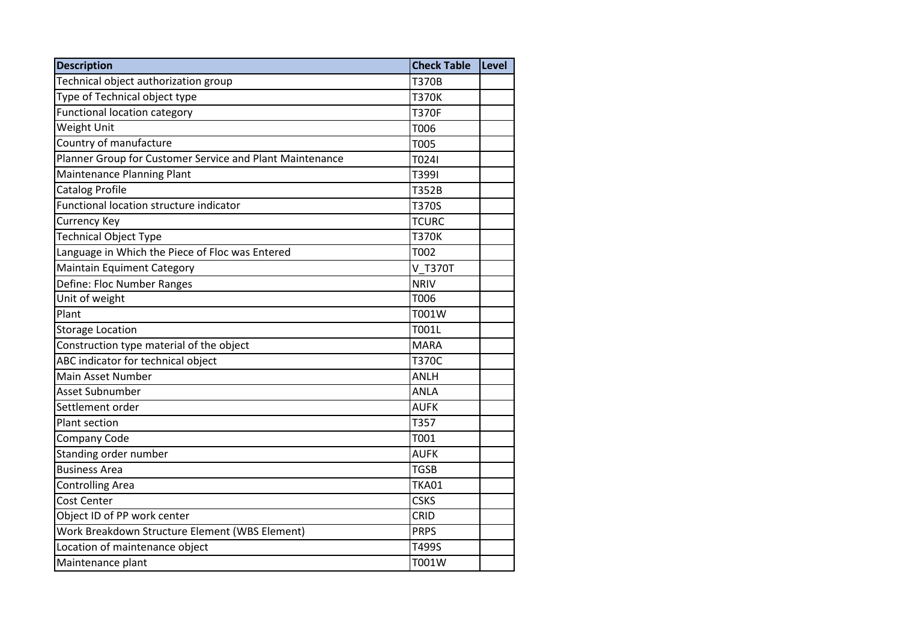| Description | Check Table | Level |
|---|---|---|
| Technical object authorization group | T370B | |
| Type of Technical object type | T370K | |
| Functional location category | T370F | |
| Weight Unit | T006 | |
| Country of manufacture | T005 | |
| Planner Group for Customer Service and Plant Maintenance | T024I | |
| Maintenance Planning Plant | T399I | |
| Catalog Profile | T352B | |
| Functional location structure indicator | T370S | |
| Currency Key | TCURC | |
| Technical Object Type | T370K | |
| Language in Which the Piece of Floc was Entered | T002 | |
| Maintain Equiment Category | V_T370T | |
| Define: Floc Number Ranges | NRIV | |
| Unit of weight | T006 | |
| Plant | T001W | |
| Storage Location | T001L | |
| Construction type material of the object | MARA | |
| ABC indicator for technical object | T370C | |
| Main Asset Number | ANLH | |
| Asset Subnumber | ANLA | |
| Settlement order | AUFK | |
| Plant section | T357 | |
| Company Code | T001 | |
| Standing order number | AUFK | |
| Business Area | TGSB | |
| Controlling Area | TKA01 | |
| Cost Center | CSKS | |
| Object ID of PP work center | CRID | |
| Work Breakdown Structure Element (WBS Element) | PRPS | |
| Location of maintenance object | T499S | |
| Maintenance plant | T001W | |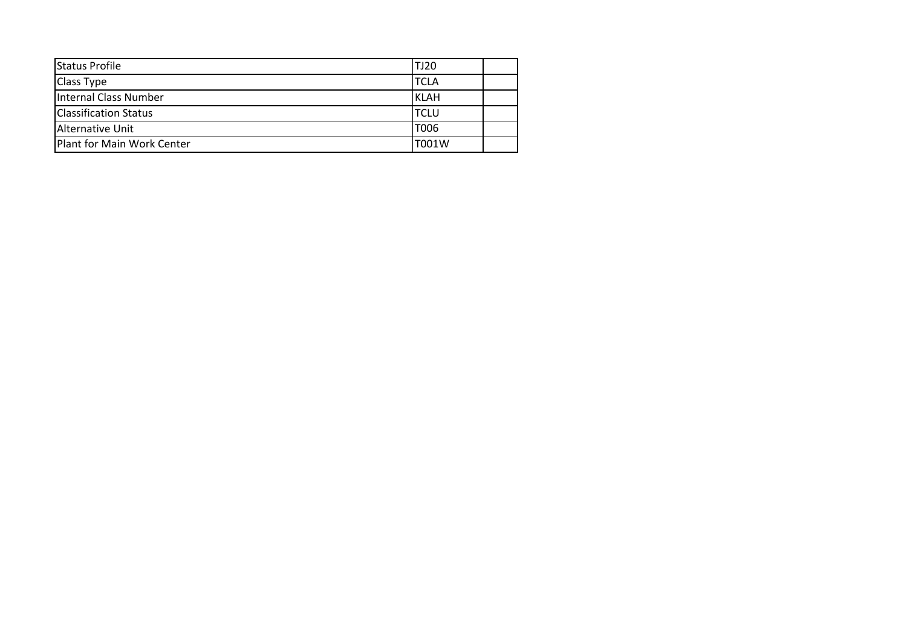| Status Profile | TJ20 | |
|---|---|---|
| Class Type | TCLA | |
| Internal Class Number | KLAH | |
| Classification Status | TCLU | |
| Alternative Unit | T006 | |
| Plant for Main Work Center | T001W | |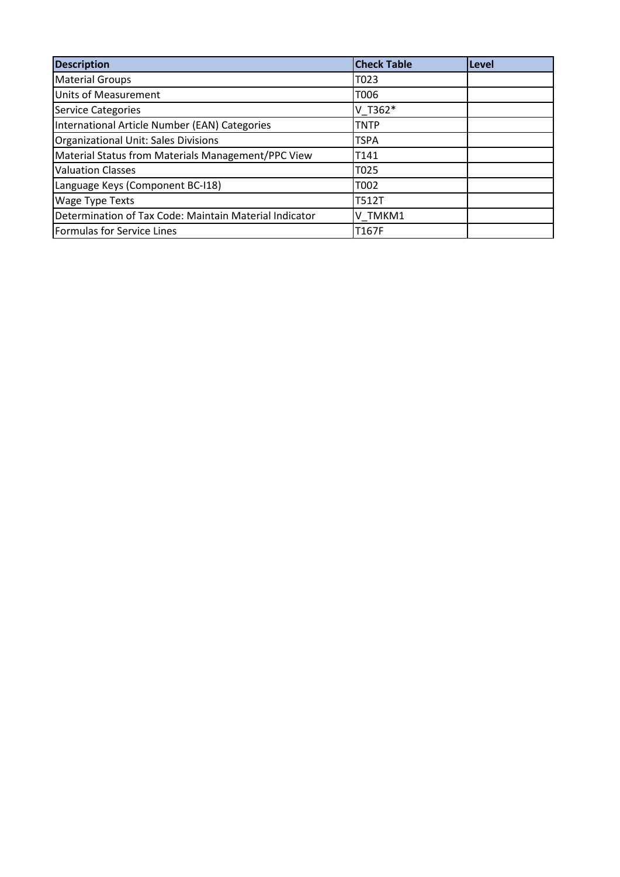| Description | Check Table | Level |
| --- | --- | --- |
| Material Groups | T023 | |
| Units of Measurement | T006 | |
| Service Categories | V_T362* | |
| International Article Number (EAN) Categories | TNTP | |
| Organizational Unit: Sales Divisions | TSPA | |
| Material Status from Materials Management/PPC View | T141 | |
| Valuation Classes | T025 | |
| Language Keys (Component BC-I18) | T002 | |
| Wage Type Texts | T512T | |
| Determination of Tax Code: Maintain Material Indicator | V_TMKM1 | |
| Formulas for Service Lines | T167F | |